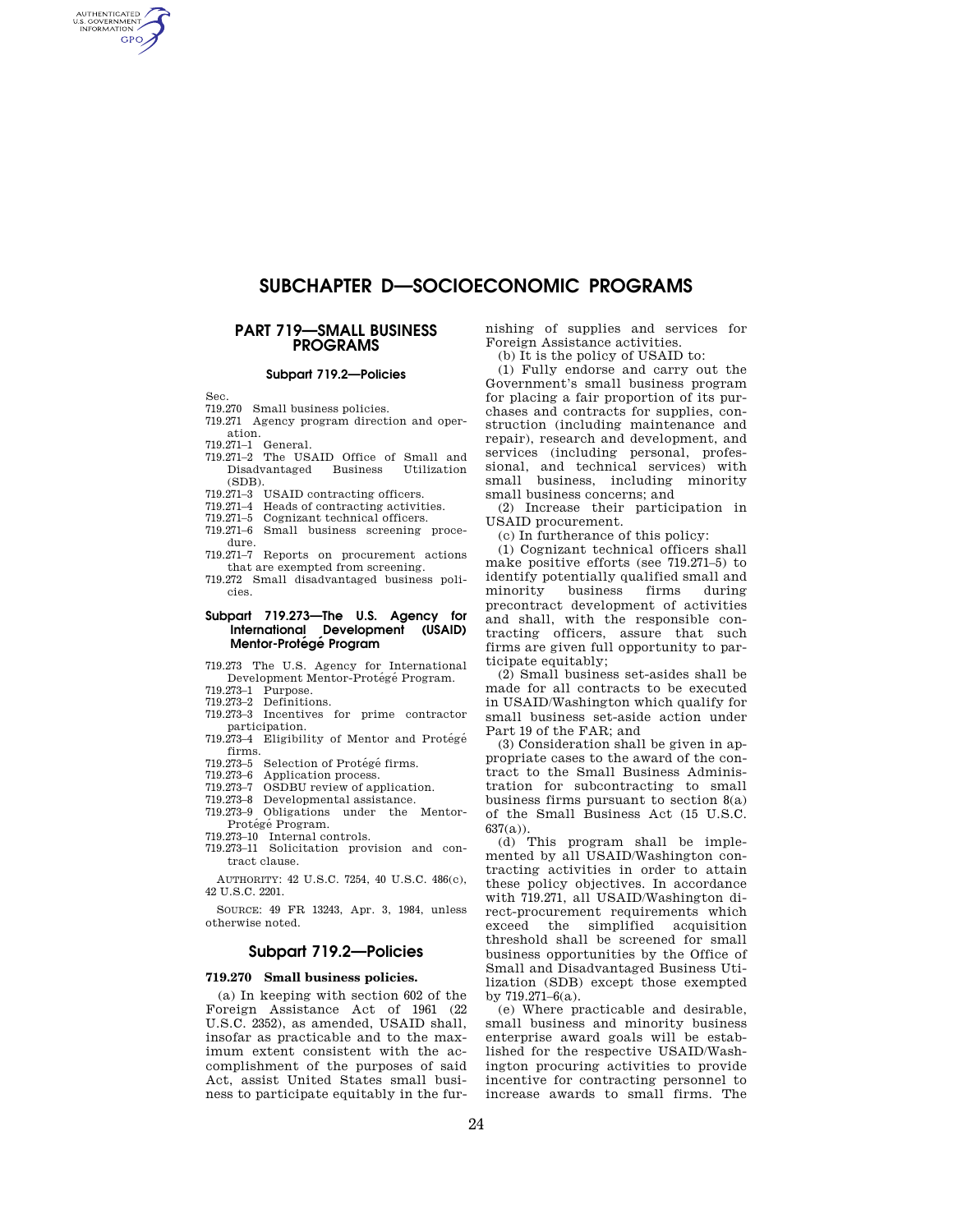# SUBCHAPTER D—SOCIOECONOMIC PROGRAMS

## PART 719—SMALL BUSINESS PROGRAMS

### Subpart 719.2—Policies

Sec.

719.270 Small business policies.

719.271 Agency program direction and operation.

719.271–1 General.

719.271–2 The USAID Office of Small and Disadvantaged Business Utilization (SDB).

719.271–3 USAID contracting officers.

719.271–4 Heads of contracting activities.

719.271–5 Cognizant technical officers.

719.271–6 Small business screening procedure.

719.271–7 Reports on procurement actions that are exempted from screening.

719.272 Small disadvantaged business policies.

### Subpart 719.273—The U.S. Agency for International Development (USAID) Mentor-Protégé Program

719.273 The U.S. Agency for International Development Mentor-Protégé Program.

719.273–1 Purpose.

719.273–2 Definitions.

719.273–3 Incentives for prime contractor participation.

719.273–4 Eligibility of Mentor and Protégé firms.

719.273–5 Selection of Protégé firms.

719.273–6 Application process.

719.273–7 OSDBU review of application.

719.273–8 Developmental assistance.

719.273–9 Obligations under the Mentor-Protégé Program.

719.273–10 Internal controls.

719.273–11 Solicitation provision and contract clause.

AUTHORITY: 42 U.S.C. 7254, 40 U.S.C. 486(c), 42 U.S.C. 2201.

SOURCE: 49 FR 13243, Apr. 3, 1984, unless otherwise noted.

## Subpart 719.2—Policies

### 719.270 Small business policies.

(a) In keeping with section 602 of the Foreign Assistance Act of 1961 (22 U.S.C. 2352), as amended, USAID shall, insofar as practicable and to the maximum extent consistent with the accomplishment of the purposes of said Act, assist United States small business to participate equitably in the furnishing of supplies and services for Foreign Assistance activities.

(b) It is the policy of USAID to:

(1) Fully endorse and carry out the Government's small business program for placing a fair proportion of its purchases and contracts for supplies, construction (including maintenance and repair), research and development, and services (including personal, professional, and technical services) with small business, including minority small business concerns; and

(2) Increase their participation in USAID procurement.

(c) In furtherance of this policy:

(1) Cognizant technical officers shall make positive efforts (see 719.271–5) to identify potentially qualified small and minority business firms during precontract development of activities and shall, with the responsible contracting officers, assure that such firms are given full opportunity to participate equitably;

(2) Small business set-asides shall be made for all contracts to be executed in USAID/Washington which qualify for small business set-aside action under Part 19 of the FAR; and

(3) Consideration shall be given in appropriate cases to the award of the contract to the Small Business Administration for subcontracting to small business firms pursuant to section 8(a) of the Small Business Act (15 U.S.C. 637(a)).

(d) This program shall be implemented by all USAID/Washington contracting activities in order to attain these policy objectives. In accordance with 719.271, all USAID/Washington direct-procurement requirements which exceed the simplified acquisition threshold shall be screened for small business opportunities by the Office of Small and Disadvantaged Business Utilization (SDB) except those exempted by 719.271–6(a).

(e) Where practicable and desirable, small business and minority business enterprise award goals will be established for the respective USAID/Washington procuring activities to provide incentive for contracting personnel to increase awards to small firms. The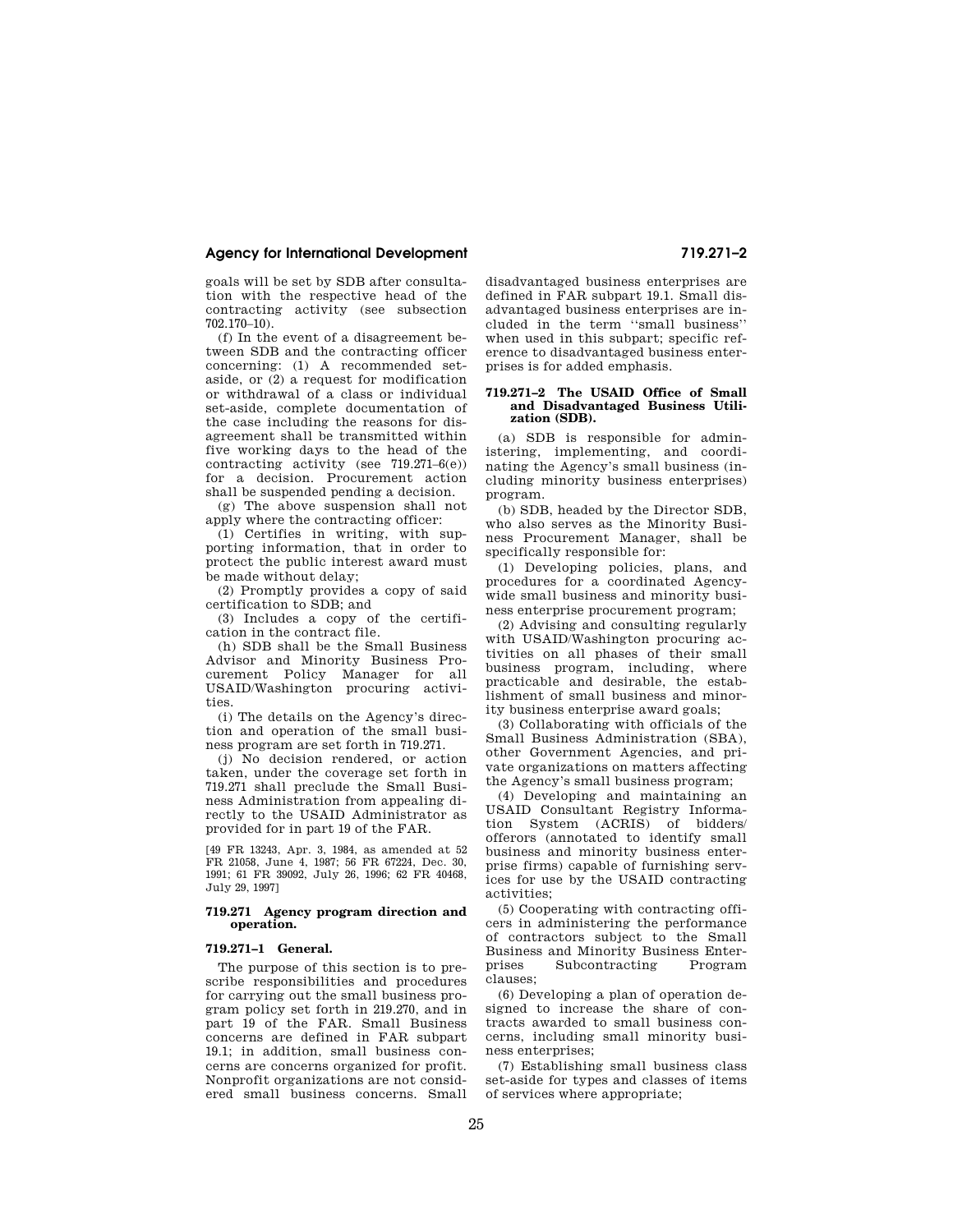goals will be set by SDB after consultation with the respective head of the contracting activity (see subsection 702.170–10).

(f) In the event of a disagreement between SDB and the contracting officer concerning: (1) A recommended set-aside, or (2) a request for modification or withdrawal of a class or individual set-aside, complete documentation of the case including the reasons for disagreement shall be transmitted within five working days to the head of the contracting activity (see 719.271–6(e)) for a decision. Procurement action shall be suspended pending a decision.

(g) The above suspension shall not apply where the contracting officer:

(1) Certifies in writing, with supporting information, that in order to protect the public interest award must be made without delay;

(2) Promptly provides a copy of said certification to SDB; and

(3) Includes a copy of the certification in the contract file.

(h) SDB shall be the Small Business Advisor and Minority Business Procurement Policy Manager for all USAID/Washington procuring activities.

(i) The details on the Agency's direction and operation of the small business program are set forth in 719.271.

(j) No decision rendered, or action taken, under the coverage set forth in 719.271 shall preclude the Small Business Administration from appealing directly to the USAID Administrator as provided for in part 19 of the FAR.

[49 FR 13243, Apr. 3, 1984, as amended at 52 FR 21058, June 4, 1987; 56 FR 67224, Dec. 30, 1991; 61 FR 39092, July 26, 1996; 62 FR 40468, July 29, 1997]

### 719.271 Agency program direction and operation.

### 719.271–1 General.

The purpose of this section is to prescribe responsibilities and procedures for carrying out the small business program policy set forth in 219.270, and in part 19 of the FAR. Small Business concerns are defined in FAR subpart 19.1; in addition, small business concerns are concerns organized for profit. Nonprofit organizations are not considered small business concerns. Small disadvantaged business enterprises are defined in FAR subpart 19.1. Small disadvantaged business enterprises are included in the term ''small business'' when used in this subpart; specific reference to disadvantaged business enterprises is for added emphasis.

### 719.271–2 The USAID Office of Small and Disadvantaged Business Utilization (SDB).

(a) SDB is responsible for administering, implementing, and coordinating the Agency's small business (including minority business enterprises) program.

(b) SDB, headed by the Director SDB, who also serves as the Minority Business Procurement Manager, shall be specifically responsible for:

(1) Developing policies, plans, and procedures for a coordinated Agency-wide small business and minority business enterprise procurement program;

(2) Advising and consulting regularly with USAID/Washington procuring activities on all phases of their small business program, including, where practicable and desirable, the establishment of small business and minority business enterprise award goals;

(3) Collaborating with officials of the Small Business Administration (SBA), other Government Agencies, and private organizations on matters affecting the Agency's small business program;

(4) Developing and maintaining an USAID Consultant Registry Information System (ACRIS) of bidders/offerors (annotated to identify small business and minority business enterprise firms) capable of furnishing services for use by the USAID contracting activities;

(5) Cooperating with contracting officers in administering the performance of contractors subject to the Small Business and Minority Business Enterprises Subcontracting Program clauses;

(6) Developing a plan of operation designed to increase the share of contracts awarded to small business concerns, including small minority business enterprises;

(7) Establishing small business class set-aside for types and classes of items of services where appropriate;